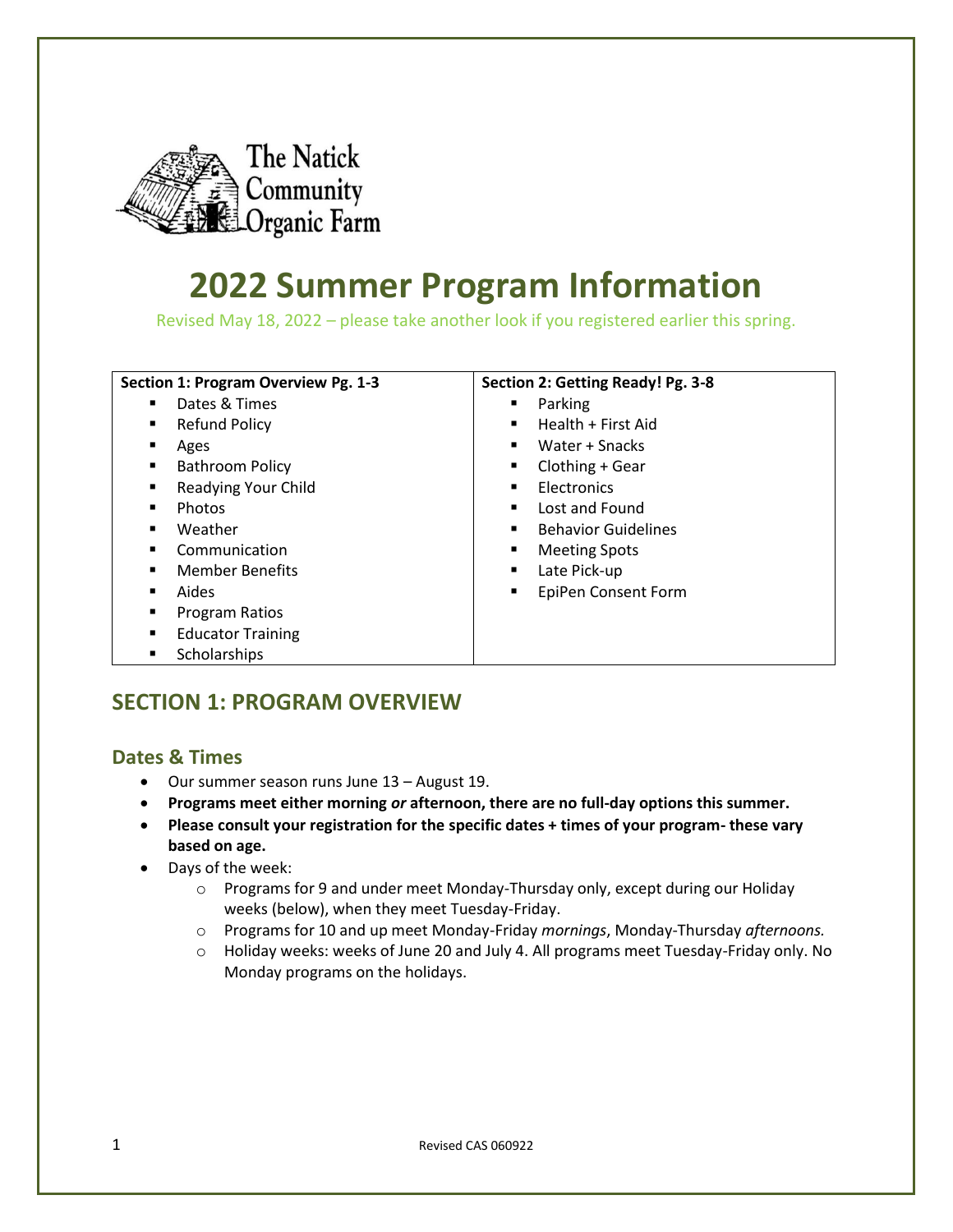The Natick Community Organic Farm

# 2022 Summer Program Information

Revised May 18, 2022 – please take another look if you registered earlier this spring.

| Section 1: Program Overview Pg. 1-3 | Section 2: Getting Ready! Pg. 3-8 |
| --- | --- |
| ▪ Dates & Times | ▪ Parking |
| ▪ Refund Policy | ▪ Health + First Aid |
| ▪ Ages | ▪ Water + Snacks |
| ▪ Bathroom Policy | ▪ Clothing + Gear |
| ▪ Readying Your Child | ▪ Electronics |
| ▪ Photos | ▪ Lost and Found |
| ▪ Weather | ▪ Behavior Guidelines |
| ▪ Communication | ▪ Meeting Spots |
| ▪ Member Benefits | ▪ Late Pick-up |
| ▪ Aides | ▪ EpiPen Consent Form |
| ▪ Program Ratios | |
| ▪ Educator Training | |
| ▪ Scholarships | |

## SECTION 1: PROGRAM OVERVIEW

### Dates & Times

- Our summer season runs June 13 – August 19.
- **Programs meet either morning *or* afternoon, there are no full-day options this summer.**
- **Please consult your registration for the specific dates + times of your program- these vary based on age.**
- Days of the week:
    - Programs for 9 and under meet Monday-Thursday only, except during our Holiday weeks (below), when they meet Tuesday-Friday.
    - Programs for 10 and up meet Monday-Friday *mornings*, Monday-Thursday *afternoons.*
    - Holiday weeks: weeks of June 20 and July 4. All programs meet Tuesday-Friday only. No Monday programs on the holidays.

Revised CAS 060922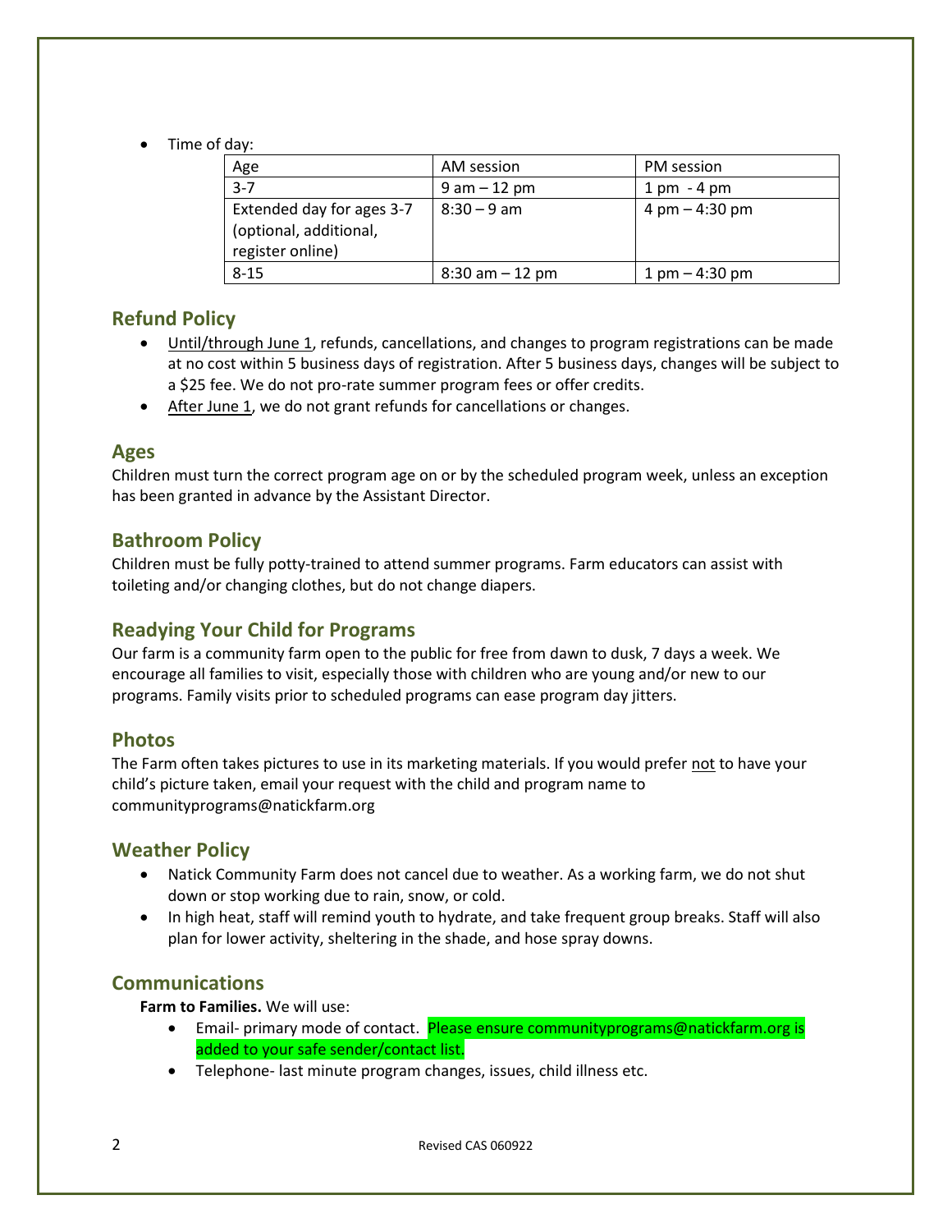- Time of day:

| Age | AM session | PM session |
| --- | --- | --- |
| 3-7 | 9 am – 12 pm | 1 pm - 4 pm |
| Extended day for ages 3-7 (optional, additional, register online) | 8:30 – 9 am | 4 pm – 4:30 pm |
| 8-15 | 8:30 am – 12 pm | 1 pm – 4:30 pm |

## Refund Policy

- Until/through June 1, refunds, cancellations, and changes to program registrations can be made at no cost within 5 business days of registration. After 5 business days, changes will be subject to a $25 fee. We do not pro-rate summer program fees or offer credits.
- After June 1, we do not grant refunds for cancellations or changes.

## Ages

Children must turn the correct program age on or by the scheduled program week, unless an exception has been granted in advance by the Assistant Director.

## Bathroom Policy

Children must be fully potty-trained to attend summer programs. Farm educators can assist with toileting and/or changing clothes, but do not change diapers.

## Readying Your Child for Programs

Our farm is a community farm open to the public for free from dawn to dusk, 7 days a week. We encourage all families to visit, especially those with children who are young and/or new to our programs. Family visits prior to scheduled programs can ease program day jitters.

## Photos

The Farm often takes pictures to use in its marketing materials. If you would prefer not to have your child's picture taken, email your request with the child and program name to communityprograms@natickfarm.org

## Weather Policy

- Natick Community Farm does not cancel due to weather. As a working farm, we do not shut down or stop working due to rain, snow, or cold.
- In high heat, staff will remind youth to hydrate, and take frequent group breaks. Staff will also plan for lower activity, sheltering in the shade, and hose spray downs.

## Communications

**Farm to Families.** We will use:

- Email- primary mode of contact. Please ensure communityprograms@natickfarm.org is added to your safe sender/contact list.
- Telephone- last minute program changes, issues, child illness etc.

Revised CAS 060922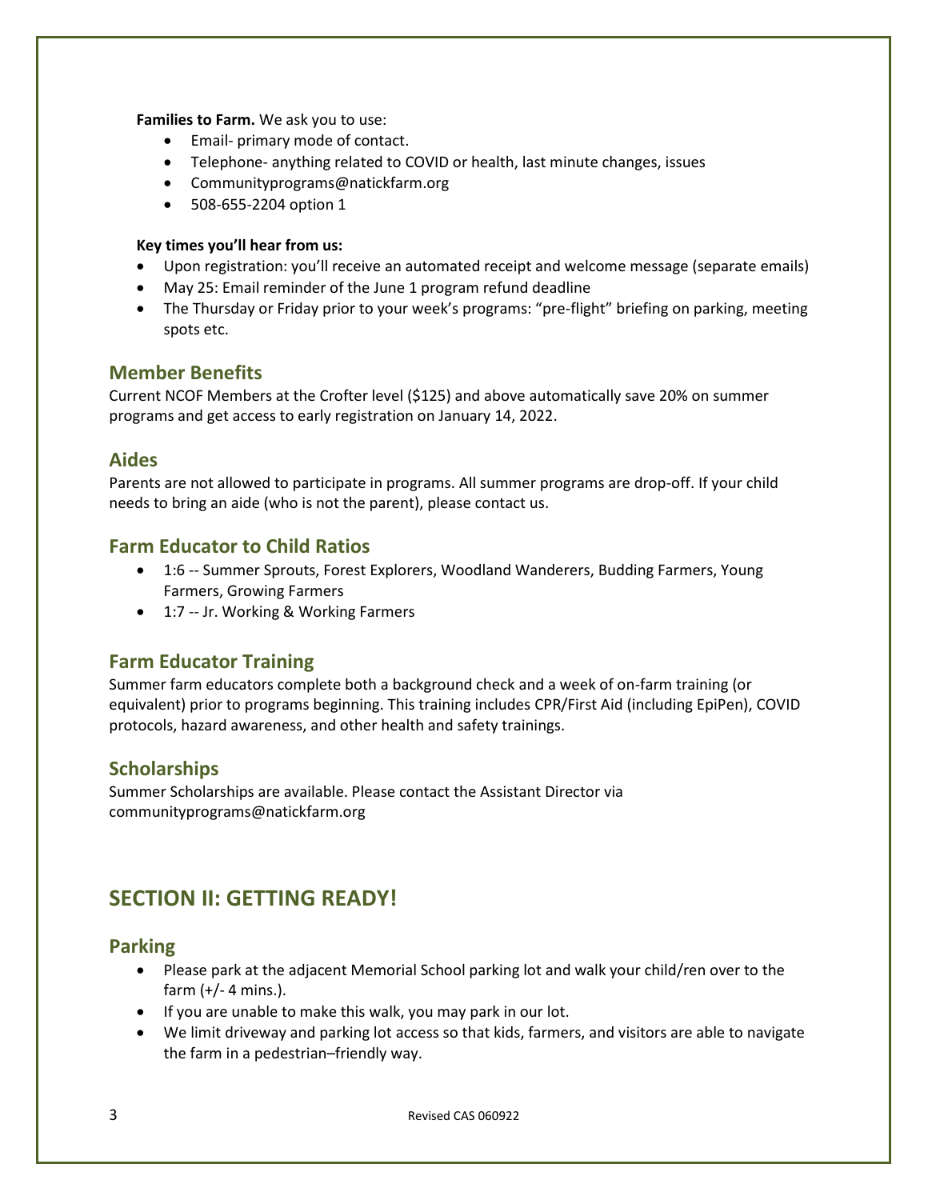**Families to Farm.** We ask you to use:

- Email- primary mode of contact.
- Telephone- anything related to COVID or health, last minute changes, issues
- Communityprograms@natickfarm.org
- 508-655-2204 option 1

**Key times you'll hear from us:**

- Upon registration: you'll receive an automated receipt and welcome message (separate emails)
- May 25: Email reminder of the June 1 program refund deadline
- The Thursday or Friday prior to your week's programs: "pre-flight" briefing on parking, meeting spots etc.

## Member Benefits

Current NCOF Members at the Crofter level ($125) and above automatically save 20% on summer programs and get access to early registration on January 14, 2022.

## Aides

Parents are not allowed to participate in programs. All summer programs are drop-off. If your child needs to bring an aide (who is not the parent), please contact us.

## Farm Educator to Child Ratios

- 1:6 -- Summer Sprouts, Forest Explorers, Woodland Wanderers, Budding Farmers, Young Farmers, Growing Farmers
- 1:7 -- Jr. Working & Working Farmers

## Farm Educator Training

Summer farm educators complete both a background check and a week of on-farm training (or equivalent) prior to programs beginning. This training includes CPR/First Aid (including EpiPen), COVID protocols, hazard awareness, and other health and safety trainings.

## Scholarships

Summer Scholarships are available. Please contact the Assistant Director via communityprograms@natickfarm.org

# SECTION II: GETTING READY!

## Parking

- Please park at the adjacent Memorial School parking lot and walk your child/ren over to the farm (+/- 4 mins.).
- If you are unable to make this walk, you may park in our lot.
- We limit driveway and parking lot access so that kids, farmers, and visitors are able to navigate the farm in a pedestrian–friendly way.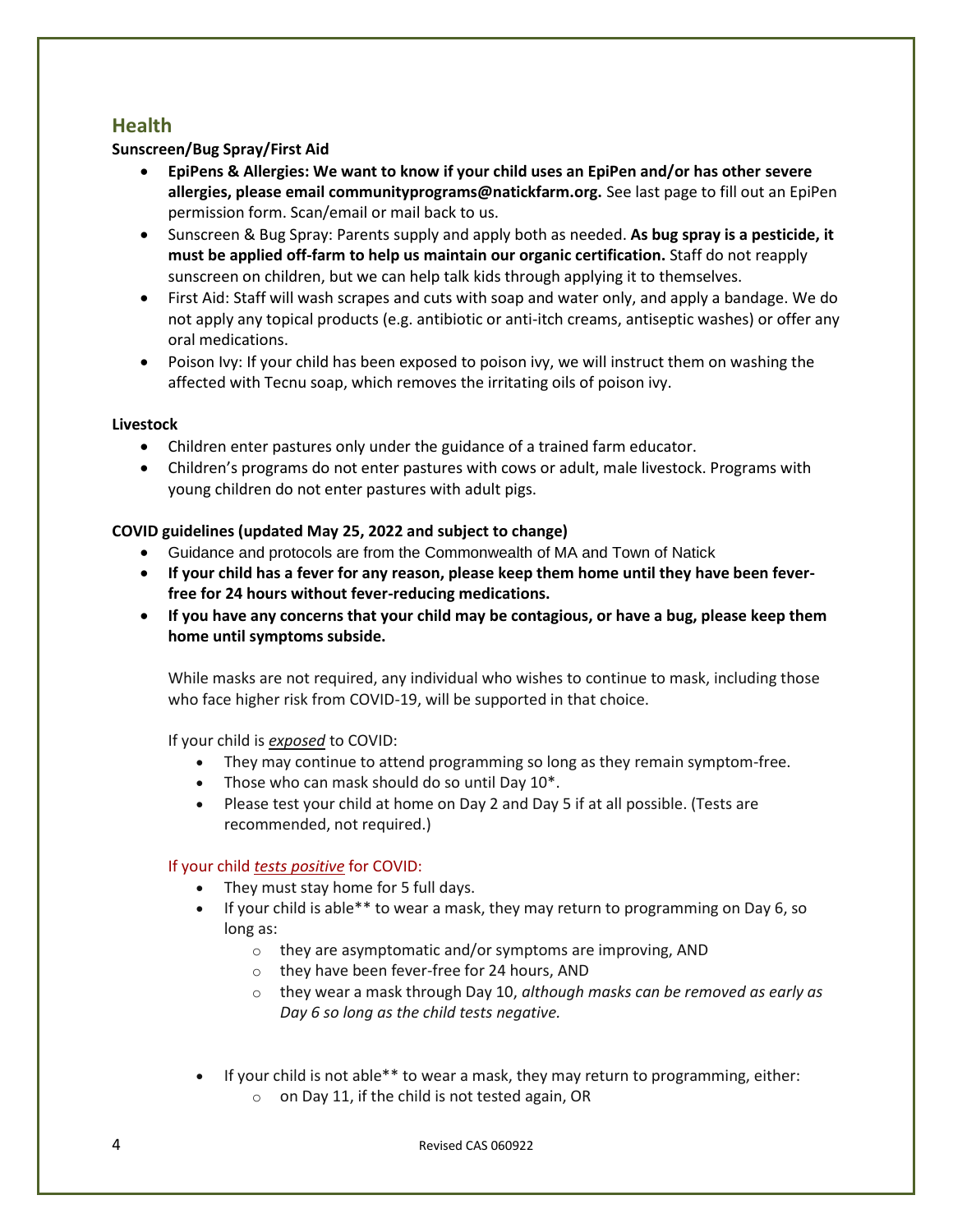## Health

**Sunscreen/Bug Spray/First Aid**

- **EpiPens & Allergies: We want to know if your child uses an EpiPen and/or has other severe allergies, please email communityprograms@natickfarm.org.** See last page to fill out an EpiPen permission form. Scan/email or mail back to us.
- Sunscreen & Bug Spray: Parents supply and apply both as needed. **As bug spray is a pesticide, it must be applied off-farm to help us maintain our organic certification.** Staff do not reapply sunscreen on children, but we can help talk kids through applying it to themselves.
- First Aid: Staff will wash scrapes and cuts with soap and water only, and apply a bandage. We do not apply any topical products (e.g. antibiotic or anti-itch creams, antiseptic washes) or offer any oral medications.
- Poison Ivy: If your child has been exposed to poison ivy, we will instruct them on washing the affected with Tecnu soap, which removes the irritating oils of poison ivy.

**Livestock**

- Children enter pastures only under the guidance of a trained farm educator.
- Children's programs do not enter pastures with cows or adult, male livestock. Programs with young children do not enter pastures with adult pigs.

**COVID guidelines (updated May 25, 2022 and subject to change)**

- Guidance and protocols are from the Commonwealth of MA and Town of Natick
- **If your child has a fever for any reason, please keep them home until they have been fever-free for 24 hours without fever-reducing medications.**
- **If you have any concerns that your child may be contagious, or have a bug, please keep them home until symptoms subside.**

  While masks are not required, any individual who wishes to continue to mask, including those who face higher risk from COVID-19, will be supported in that choice.

  If your child is ***exposed*** to COVID:
  - They may continue to attend programming so long as they remain symptom-free.
  - Those who can mask should do so until Day 10*.
  - Please test your child at home on Day 2 and Day 5 if at all possible. (Tests are recommended, not required.)

  If your child ***tests positive*** for COVID:
  - They must stay home for 5 full days.
  - If your child is able** to wear a mask, they may return to programming on Day 6, so long as:
    - they are asymptomatic and/or symptoms are improving, AND
    - they have been fever-free for 24 hours, AND
    - they wear a mask through Day 10, *although masks can be removed as early as Day 6 so long as the child tests negative.*
  - If your child is not able** to wear a mask, they may return to programming, either:
    - on Day 11, if the child is not tested again, OR

Revised CAS 060922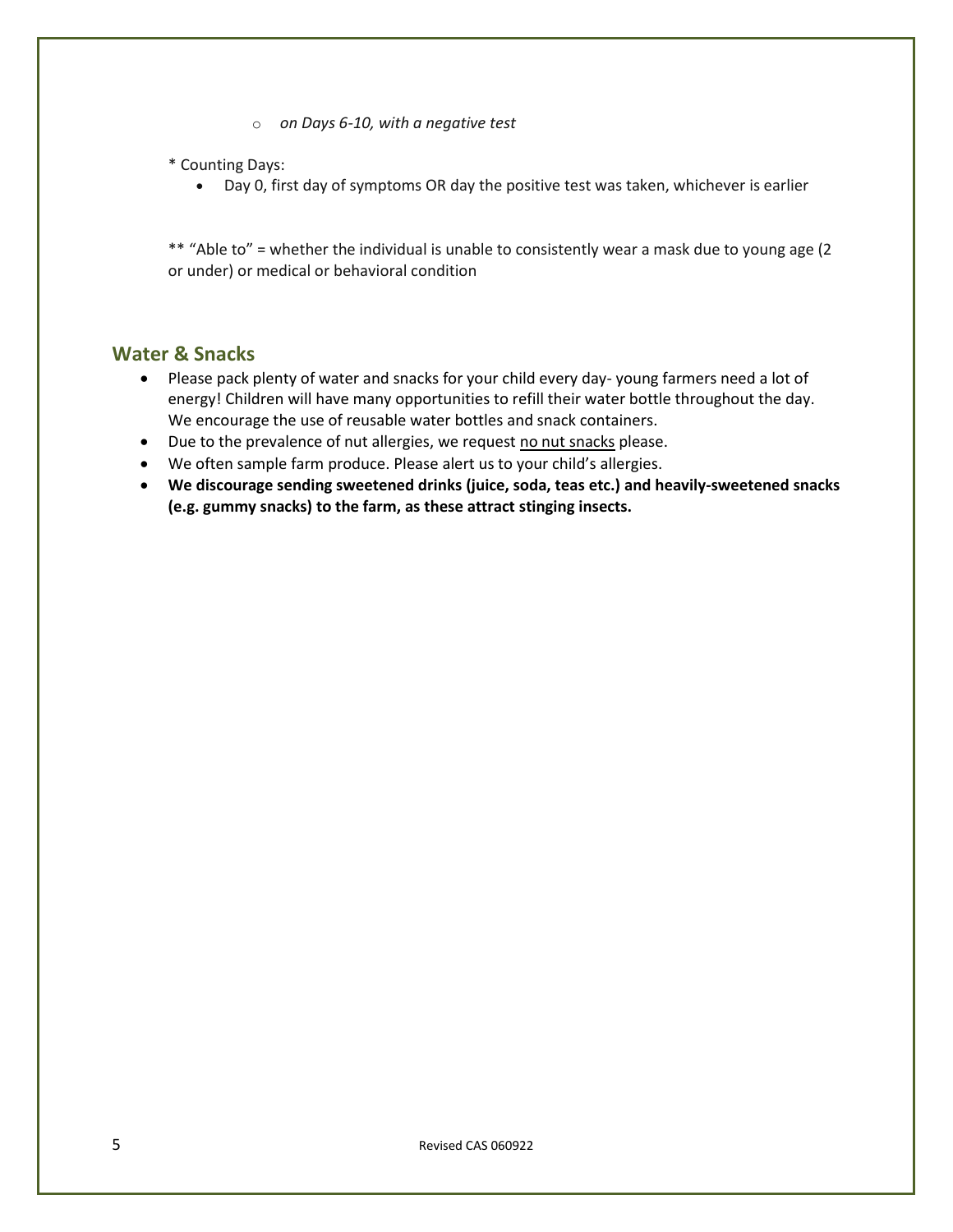- *on Days 6-10, with a negative test*

* Counting Days:

- Day 0, first day of symptoms OR day the positive test was taken, whichever is earlier

** "Able to" = whether the individual is unable to consistently wear a mask due to young age (2 or under) or medical or behavioral condition

## Water & Snacks

- Please pack plenty of water and snacks for your child every day- young farmers need a lot of energy! Children will have many opportunities to refill their water bottle throughout the day. We encourage the use of reusable water bottles and snack containers.
- Due to the prevalence of nut allergies, we request <u>no nut snacks</u> please.
- We often sample farm produce. Please alert us to your child's allergies.
- **We discourage sending sweetened drinks (juice, soda, teas etc.) and heavily-sweetened snacks (e.g. gummy snacks) to the farm, as these attract stinging insects.**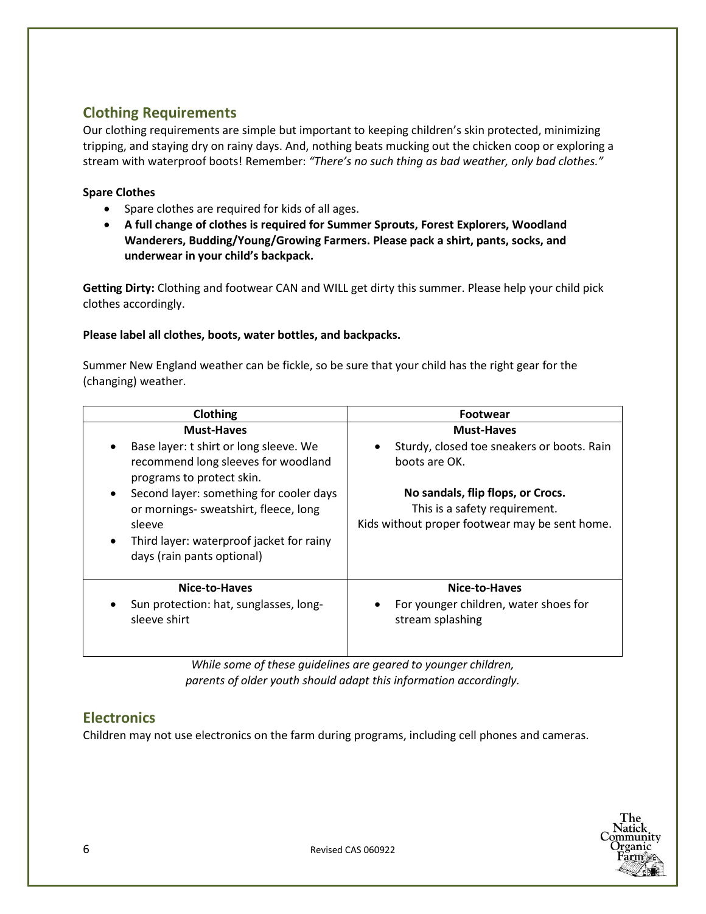## Clothing Requirements

Our clothing requirements are simple but important to keeping children's skin protected, minimizing tripping, and staying dry on rainy days. And, nothing beats mucking out the chicken coop or exploring a stream with waterproof boots! Remember: *"There's no such thing as bad weather, only bad clothes."*

**Spare Clothes**

- Spare clothes are required for kids of all ages.
- **A full change of clothes is required for Summer Sprouts, Forest Explorers, Woodland Wanderers, Budding/Young/Growing Farmers. Please pack a shirt, pants, socks, and underwear in your child's backpack.**

**Getting Dirty:** Clothing and footwear CAN and WILL get dirty this summer. Please help your child pick clothes accordingly.

**Please label all clothes, boots, water bottles, and backpacks.**

Summer New England weather can be fickle, so be sure that your child has the right gear for the (changing) weather.

| Clothing | Footwear |
| --- | --- |
| **Must-Haves**<br>• Base layer: t shirt or long sleeve. We recommend long sleeves for woodland programs to protect skin.<br>• Second layer: something for cooler days or mornings- sweatshirt, fleece, long sleeve<br>• Third layer: waterproof jacket for rainy days (rain pants optional) | **Must-Haves**<br>• Sturdy, closed toe sneakers or boots. Rain boots are OK.<br><br>**No sandals, flip flops, or Crocs.**<br>This is a safety requirement.<br>Kids without proper footwear may be sent home. |
| **Nice-to-Haves**<br>• Sun protection: hat, sunglasses, long-sleeve shirt | **Nice-to-Haves**<br>• For younger children, water shoes for stream splashing |

*While some of these guidelines are geared to younger children, parents of older youth should adapt this information accordingly.*

## Electronics

Children may not use electronics on the farm during programs, including cell phones and cameras.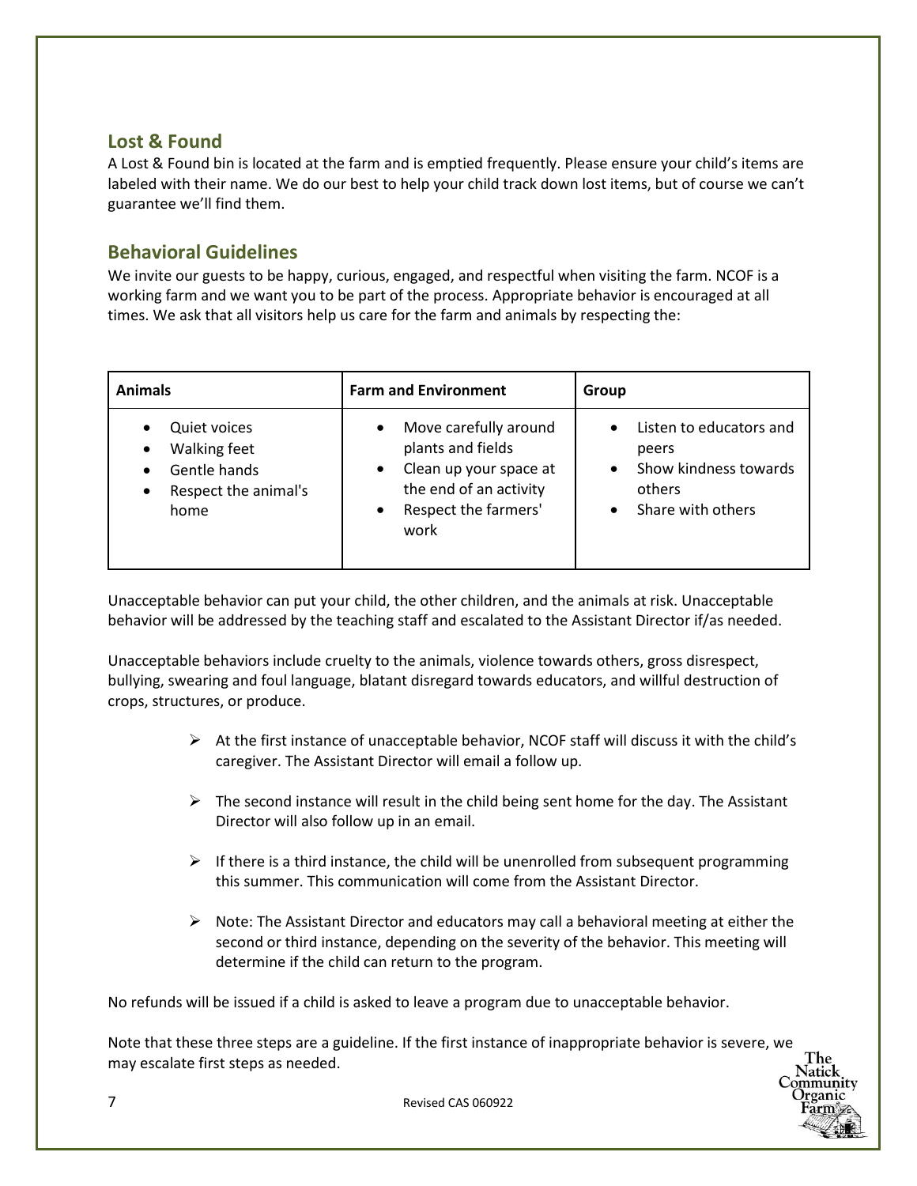## Lost & Found

A Lost & Found bin is located at the farm and is emptied frequently. Please ensure your child's items are labeled with their name. We do our best to help your child track down lost items, but of course we can't guarantee we'll find them.

## Behavioral Guidelines

We invite our guests to be happy, curious, engaged, and respectful when visiting the farm. NCOF is a working farm and we want you to be part of the process. Appropriate behavior is encouraged at all times. We ask that all visitors help us care for the farm and animals by respecting the:

| Animals | Farm and Environment | Group |
|---|---|---|
| • Quiet voices<br>• Walking feet<br>• Gentle hands<br>• Respect the animal's home | • Move carefully around plants and fields<br>• Clean up your space at the end of an activity<br>• Respect the farmers' work | • Listen to educators and peers<br>• Show kindness towards others<br>• Share with others |

Unacceptable behavior can put your child, the other children, and the animals at risk. Unacceptable behavior will be addressed by the teaching staff and escalated to the Assistant Director if/as needed.

Unacceptable behaviors include cruelty to the animals, violence towards others, gross disrespect, bullying, swearing and foul language, blatant disregard towards educators, and willful destruction of crops, structures, or produce.

- At the first instance of unacceptable behavior, NCOF staff will discuss it with the child's caregiver. The Assistant Director will email a follow up.
- The second instance will result in the child being sent home for the day. The Assistant Director will also follow up in an email.
- If there is a third instance, the child will be unenrolled from subsequent programming this summer. This communication will come from the Assistant Director.
- Note: The Assistant Director and educators may call a behavioral meeting at either the second or third instance, depending on the severity of the behavior. This meeting will determine if the child can return to the program.

No refunds will be issued if a child is asked to leave a program due to unacceptable behavior.

Note that these three steps are a guideline. If the first instance of inappropriate behavior is severe, we may escalate first steps as needed.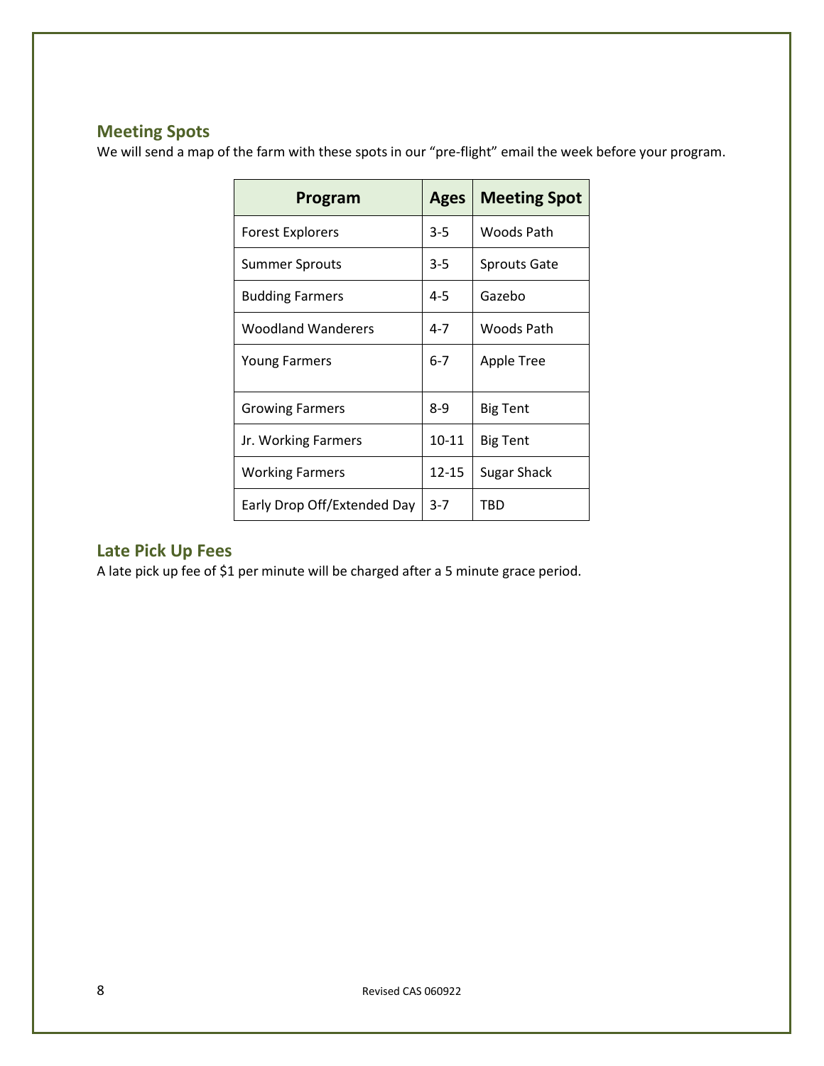## Meeting Spots

We will send a map of the farm with these spots in our "pre-flight" email the week before your program.

| Program | Ages | Meeting Spot |
|---|---|---|
| Forest Explorers | 3-5 | Woods Path |
| Summer Sprouts | 3-5 | Sprouts Gate |
| Budding Farmers | 4-5 | Gazebo |
| Woodland Wanderers | 4-7 | Woods Path |
| Young Farmers | 6-7 | Apple Tree |
| Growing Farmers | 8-9 | Big Tent |
| Jr. Working Farmers | 10-11 | Big Tent |
| Working Farmers | 12-15 | Sugar Shack |
| Early Drop Off/Extended Day | 3-7 | TBD |

## Late Pick Up Fees

A late pick up fee of $1 per minute will be charged after a 5 minute grace period.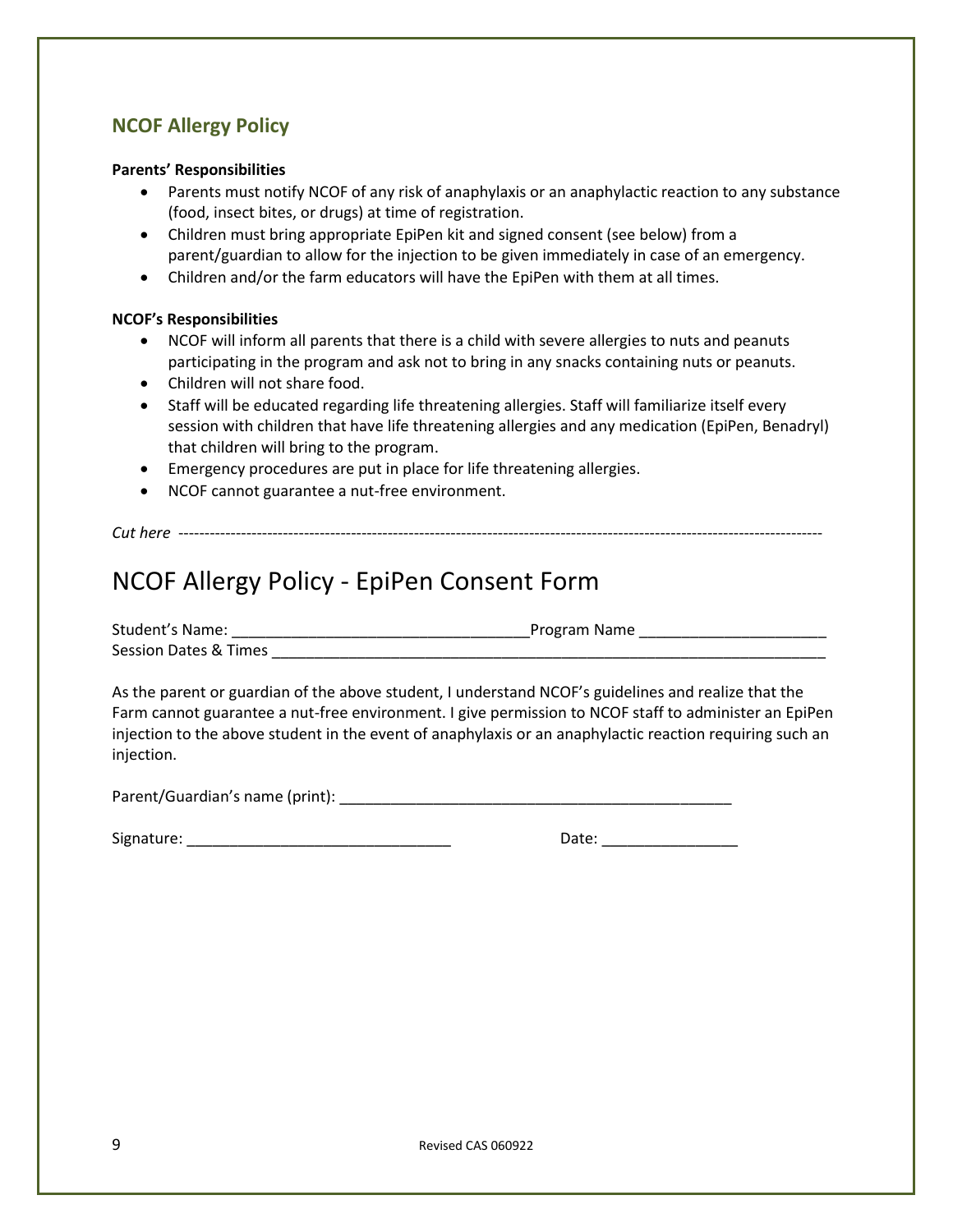## NCOF Allergy Policy

**Parents' Responsibilities**

- Parents must notify NCOF of any risk of anaphylaxis or an anaphylactic reaction to any substance (food, insect bites, or drugs) at time of registration.
- Children must bring appropriate EpiPen kit and signed consent (see below) from a parent/guardian to allow for the injection to be given immediately in case of an emergency.
- Children and/or the farm educators will have the EpiPen with them at all times.

**NCOF's Responsibilities**

- NCOF will inform all parents that there is a child with severe allergies to nuts and peanuts participating in the program and ask not to bring in any snacks containing nuts or peanuts.
- Children will not share food.
- Staff will be educated regarding life threatening allergies. Staff will familiarize itself every session with children that have life threatening allergies and any medication (EpiPen, Benadryl) that children will bring to the program.
- Emergency procedures are put in place for life threatening allergies.
- NCOF cannot guarantee a nut-free environment.

*Cut here* --------------------------------------------------------------------------------------------------------------------------

# NCOF Allergy Policy - EpiPen Consent Form

Student's Name: ___________________________________Program Name _____________________
Session Dates & Times ___________________________________________________________________

As the parent or guardian of the above student, I understand NCOF's guidelines and realize that the Farm cannot guarantee a nut-free environment. I give permission to NCOF staff to administer an EpiPen injection to the above student in the event of anaphylaxis or an anaphylactic reaction requiring such an injection.

Parent/Guardian's name (print): _____________________________________________

Signature: ______________________________ Date: _______________

Revised CAS 060922